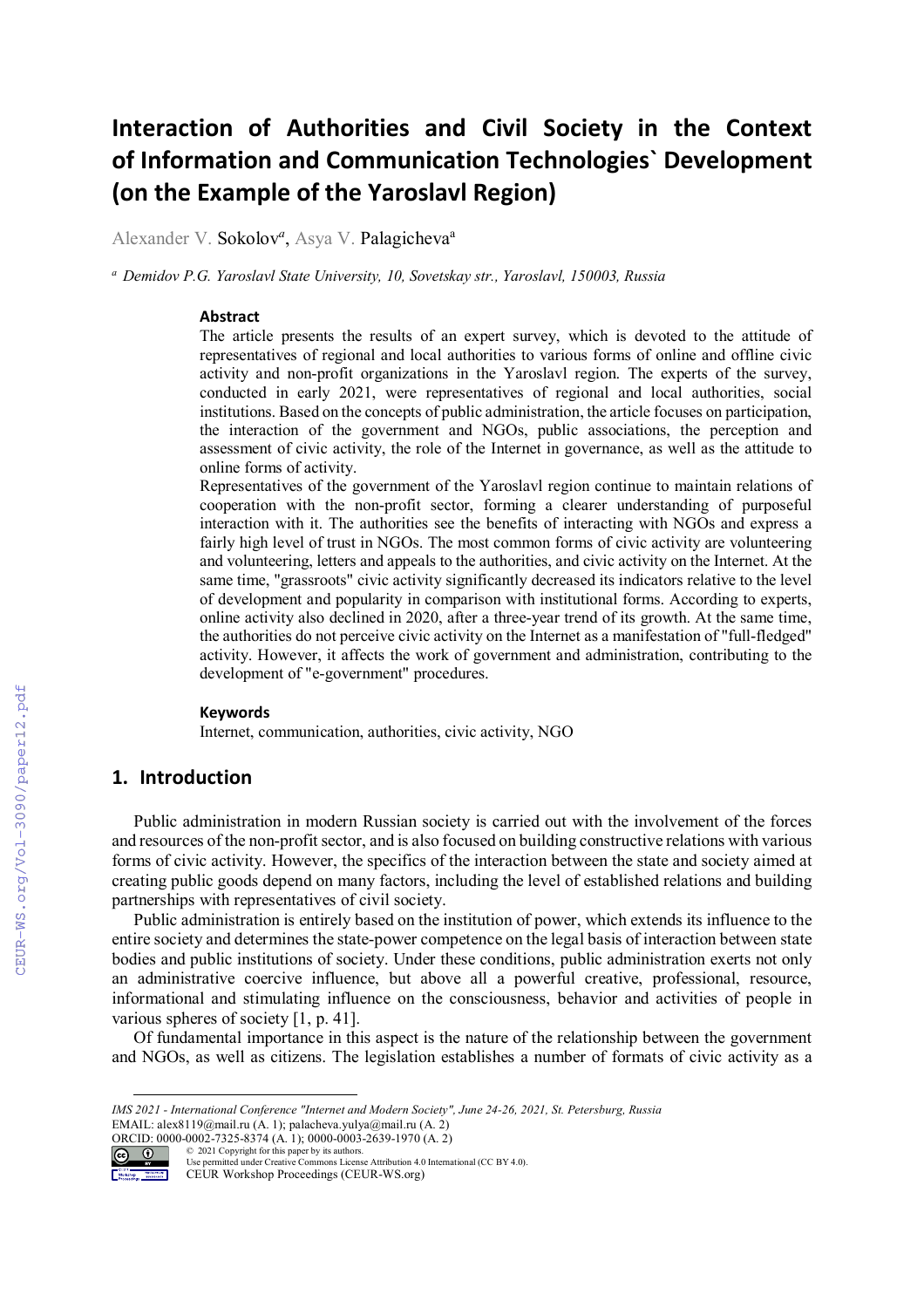# Interaction of Authorities and Civil Society in the Context of Information and Communication Technologies` Development (on the Example of the Yaroslavl Region)

Alexander V. Sokolov[a], Asya V. Palagicheva[a]

[a] *Demidov P.G. Yaroslavl State University, 10, Sovetskay str., Yaroslavl, 150003, Russia*

### Abstract

The article presents the results of an expert survey, which is devoted to the attitude of representatives of regional and local authorities to various forms of online and offline civic activity and non-profit organizations in the Yaroslavl region. The experts of the survey, conducted in early 2021, were representatives of regional and local authorities, social institutions. Based on the concepts of public administration, the article focuses on participation, the interaction of the government and NGOs, public associations, the perception and assessment of civic activity, the role of the Internet in governance, as well as the attitude to online forms of activity.

Representatives of the government of the Yaroslavl region continue to maintain relations of cooperation with the non-profit sector, forming a clearer understanding of purposeful interaction with it. The authorities see the benefits of interacting with NGOs and express a fairly high level of trust in NGOs. The most common forms of civic activity are volunteering and volunteering, letters and appeals to the authorities, and civic activity on the Internet. At the same time, "grassroots" civic activity significantly decreased its indicators relative to the level of development and popularity in comparison with institutional forms. According to experts, online activity also declined in 2020, after a three-year trend of its growth. At the same time, the authorities do not perceive civic activity on the Internet as a manifestation of "full-fledged" activity. However, it affects the work of government and administration, contributing to the development of "e-government" procedures.

### Keywords

Internet, communication, authorities, civic activity, NGO

## 1. Introduction

Public administration in modern Russian society is carried out with the involvement of the forces and resources of the non-profit sector, and is also focused on building constructive relations with various forms of civic activity. However, the specifics of the interaction between the state and society aimed at creating public goods depend on many factors, including the level of established relations and building partnerships with representatives of civil society.

Public administration is entirely based on the institution of power, which extends its influence to the entire society and determines the state-power competence on the legal basis of interaction between state bodies and public institutions of society. Under these conditions, public administration exerts not only an administrative coercive influence, but above all a powerful creative, professional, resource, informational and stimulating influence on the consciousness, behavior and activities of people in various spheres of society [1, p. 41].

Of fundamental importance in this aspect is the nature of the relationship between the government and NGOs, as well as citizens. The legislation establishes a number of formats of civic activity as a

*IMS 2021 - International Conference "Internet and Modern Society", June 24-26, 2021, St. Petersburg, Russia*
EMAIL: alex8119@mail.ru (A. 1); palacheva.yulya@mail.ru (A. 2)
ORCID: 0000-0002-7325-8374 (A. 1); 0000-0003-2639-1970 (A. 2)
© 2021 Copyright for this paper by its authors.
Use permitted under Creative Commons License Attribution 4.0 International (CC BY 4.0).
CEUR Workshop Proceedings (CEUR-WS.org)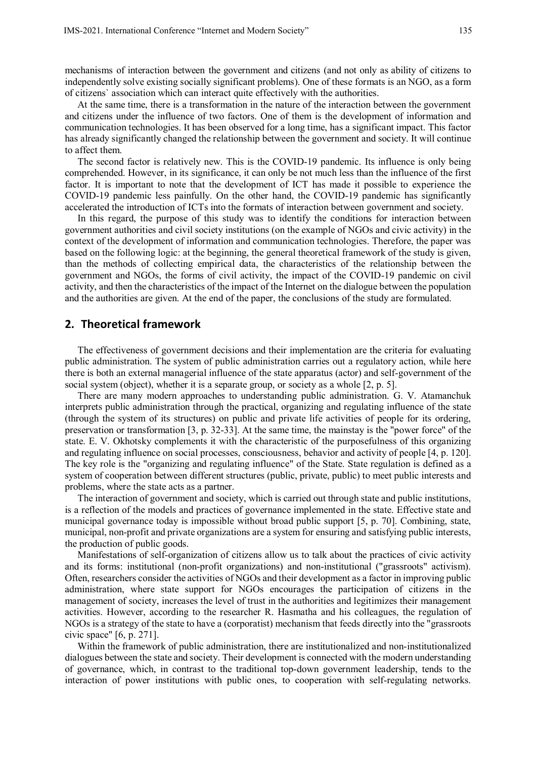mechanisms of interaction between the government and citizens (and not only as ability of citizens to independently solve existing socially significant problems). One of these formats is an NGO, as a form of citizens` association which can interact quite effectively with the authorities.

At the same time, there is a transformation in the nature of the interaction between the government and citizens under the influence of two factors. One of them is the development of information and communication technologies. It has been observed for a long time, has a significant impact. This factor has already significantly changed the relationship between the government and society. It will continue to affect them.

The second factor is relatively new. This is the COVID-19 pandemic. Its influence is only being comprehended. However, in its significance, it can only be not much less than the influence of the first factor. It is important to note that the development of ICT has made it possible to experience the COVID-19 pandemic less painfully. On the other hand, the COVID-19 pandemic has significantly accelerated the introduction of ICTs into the formats of interaction between government and society.

In this regard, the purpose of this study was to identify the conditions for interaction between government authorities and civil society institutions (on the example of NGOs and civic activity) in the context of the development of information and communication technologies. Therefore, the paper was based on the following logic: at the beginning, the general theoretical framework of the study is given, than the methods of collecting empirical data, the characteristics of the relationship between the government and NGOs, the forms of civil activity, the impact of the COVID-19 pandemic on civil activity, and then the characteristics of the impact of the Internet on the dialogue between the population and the authorities are given. At the end of the paper, the conclusions of the study are formulated.

## 2. Theoretical framework

The effectiveness of government decisions and their implementation are the criteria for evaluating public administration. The system of public administration carries out a regulatory action, while here there is both an external managerial influence of the state apparatus (actor) and self-government of the social system (object), whether it is a separate group, or society as a whole [2, p. 5].

There are many modern approaches to understanding public administration. G. V. Atamanchuk interprets public administration through the practical, organizing and regulating influence of the state (through the system of its structures) on public and private life activities of people for its ordering, preservation or transformation [3, p. 32-33]. At the same time, the mainstay is the "power force" of the state. E. V. Okhotsky complements it with the characteristic of the purposefulness of this organizing and regulating influence on social processes, consciousness, behavior and activity of people [4, p. 120]. The key role is the "organizing and regulating influence" of the State. State regulation is defined as a system of cooperation between different structures (public, private, public) to meet public interests and problems, where the state acts as a partner.

The interaction of government and society, which is carried out through state and public institutions, is a reflection of the models and practices of governance implemented in the state. Effective state and municipal governance today is impossible without broad public support [5, p. 70]. Combining, state, municipal, non-profit and private organizations are a system for ensuring and satisfying public interests, the production of public goods.

Manifestations of self-organization of citizens allow us to talk about the practices of civic activity and its forms: institutional (non-profit organizations) and non-institutional ("grassroots" activism). Often, researchers consider the activities of NGOs and their development as a factor in improving public administration, where state support for NGOs encourages the participation of citizens in the management of society, increases the level of trust in the authorities and legitimizes their management activities. However, according to the researcher R. Hasmatha and his colleagues, the regulation of NGOs is a strategy of the state to have a (corporatist) mechanism that feeds directly into the "grassroots civic space" [6, p. 271].

Within the framework of public administration, there are institutionalized and non-institutionalized dialogues between the state and society. Their development is connected with the modern understanding of governance, which, in contrast to the traditional top-down government leadership, tends to the interaction of power institutions with public ones, to cooperation with self-regulating networks.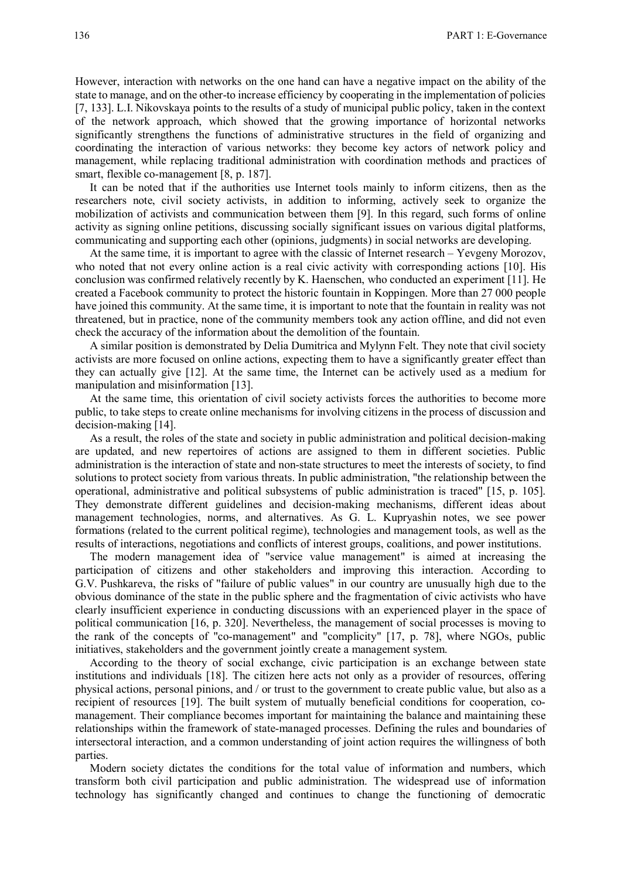However, interaction with networks on the one hand can have a negative impact on the ability of the state to manage, and on the other-to increase efficiency by cooperating in the implementation of policies [7, 133]. L.I. Nikovskaya points to the results of a study of municipal public policy, taken in the context of the network approach, which showed that the growing importance of horizontal networks significantly strengthens the functions of administrative structures in the field of organizing and coordinating the interaction of various networks: they become key actors of network policy and management, while replacing traditional administration with coordination methods and practices of smart, flexible co-management [8, p. 187].

It can be noted that if the authorities use Internet tools mainly to inform citizens, then as the researchers note, civil society activists, in addition to informing, actively seek to organize the mobilization of activists and communication between them [9]. In this regard, such forms of online activity as signing online petitions, discussing socially significant issues on various digital platforms, communicating and supporting each other (opinions, judgments) in social networks are developing.

At the same time, it is important to agree with the classic of Internet research – Yevgeny Morozov, who noted that not every online action is a real civic activity with corresponding actions [10]. His conclusion was confirmed relatively recently by K. Haenschen, who conducted an experiment [11]. He created a Facebook community to protect the historic fountain in Koppingen. More than 27 000 people have joined this community. At the same time, it is important to note that the fountain in reality was not threatened, but in practice, none of the community members took any action offline, and did not even check the accuracy of the information about the demolition of the fountain.

A similar position is demonstrated by Delia Dumitrica and Mylynn Felt. They note that civil society activists are more focused on online actions, expecting them to have a significantly greater effect than they can actually give [12]. At the same time, the Internet can be actively used as a medium for manipulation and misinformation [13].

At the same time, this orientation of civil society activists forces the authorities to become more public, to take steps to create online mechanisms for involving citizens in the process of discussion and decision-making [14].

As a result, the roles of the state and society in public administration and political decision-making are updated, and new repertoires of actions are assigned to them in different societies. Public administration is the interaction of state and non-state structures to meet the interests of society, to find solutions to protect society from various threats. In public administration, "the relationship between the operational, administrative and political subsystems of public administration is traced" [15, p. 105]. They demonstrate different guidelines and decision-making mechanisms, different ideas about management technologies, norms, and alternatives. As G. L. Kupryashin notes, we see power formations (related to the current political regime), technologies and management tools, as well as the results of interactions, negotiations and conflicts of interest groups, coalitions, and power institutions.

The modern management idea of "service value management" is aimed at increasing the participation of citizens and other stakeholders and improving this interaction. According to G.V. Pushkareva, the risks of "failure of public values" in our country are unusually high due to the obvious dominance of the state in the public sphere and the fragmentation of civic activists who have clearly insufficient experience in conducting discussions with an experienced player in the space of political communication [16, p. 320]. Nevertheless, the management of social processes is moving to the rank of the concepts of "co-management" and "complicity" [17, p. 78], where NGOs, public initiatives, stakeholders and the government jointly create a management system.

According to the theory of social exchange, civic participation is an exchange between state institutions and individuals [18]. The citizen here acts not only as a provider of resources, offering physical actions, personal pinions, and / or trust to the government to create public value, but also as a recipient of resources [19]. The built system of mutually beneficial conditions for cooperation, co-management. Their compliance becomes important for maintaining the balance and maintaining these relationships within the framework of state-managed processes. Defining the rules and boundaries of intersectoral interaction, and a common understanding of joint action requires the willingness of both parties.

Modern society dictates the conditions for the total value of information and numbers, which transform both civil participation and public administration. The widespread use of information technology has significantly changed and continues to change the functioning of democratic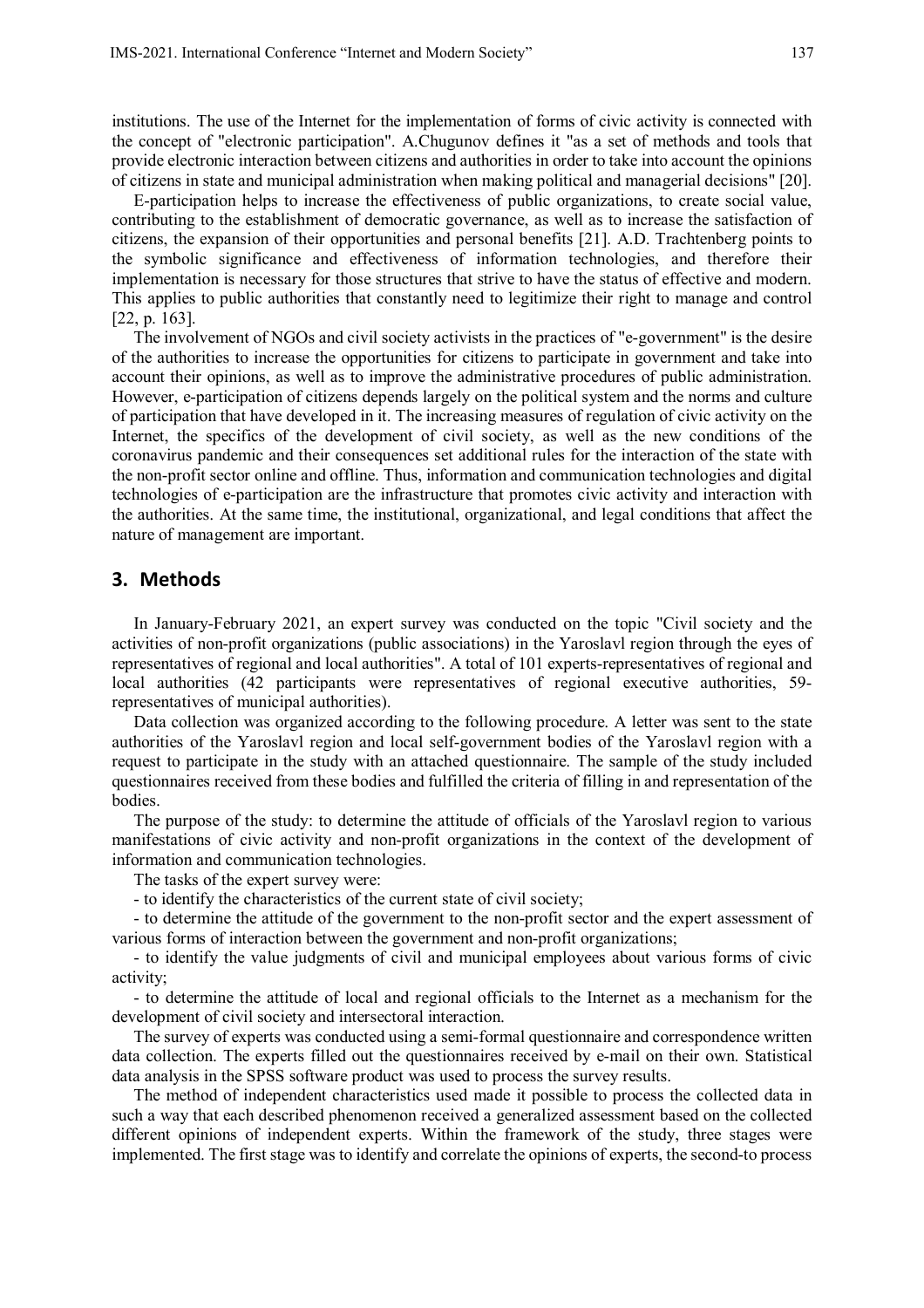institutions. The use of the Internet for the implementation of forms of civic activity is connected with the concept of "electronic participation". A.Chugunov defines it "as a set of methods and tools that provide electronic interaction between citizens and authorities in order to take into account the opinions of citizens in state and municipal administration when making political and managerial decisions" [20].

E-participation helps to increase the effectiveness of public organizations, to create social value, contributing to the establishment of democratic governance, as well as to increase the satisfaction of citizens, the expansion of their opportunities and personal benefits [21]. A.D. Trachtenberg points to the symbolic significance and effectiveness of information technologies, and therefore their implementation is necessary for those structures that strive to have the status of effective and modern. This applies to public authorities that constantly need to legitimize their right to manage and control [22, p. 163].

The involvement of NGOs and civil society activists in the practices of "e-government" is the desire of the authorities to increase the opportunities for citizens to participate in government and take into account their opinions, as well as to improve the administrative procedures of public administration. However, e-participation of citizens depends largely on the political system and the norms and culture of participation that have developed in it. The increasing measures of regulation of civic activity on the Internet, the specifics of the development of civil society, as well as the new conditions of the coronavirus pandemic and their consequences set additional rules for the interaction of the state with the non-profit sector online and offline. Thus, information and communication technologies and digital technologies of e-participation are the infrastructure that promotes civic activity and interaction with the authorities. At the same time, the institutional, organizational, and legal conditions that affect the nature of management are important.

## 3. Methods

In January-February 2021, an expert survey was conducted on the topic "Civil society and the activities of non-profit organizations (public associations) in the Yaroslavl region through the eyes of representatives of regional and local authorities". A total of 101 experts-representatives of regional and local authorities (42 participants were representatives of regional executive authorities, 59-representatives of municipal authorities).

Data collection was organized according to the following procedure. A letter was sent to the state authorities of the Yaroslavl region and local self-government bodies of the Yaroslavl region with a request to participate in the study with an attached questionnaire. The sample of the study included questionnaires received from these bodies and fulfilled the criteria of filling in and representation of the bodies.

The purpose of the study: to determine the attitude of officials of the Yaroslavl region to various manifestations of civic activity and non-profit organizations in the context of the development of information and communication technologies.

The tasks of the expert survey were:

- to identify the characteristics of the current state of civil society;
- to determine the attitude of the government to the non-profit sector and the expert assessment of various forms of interaction between the government and non-profit organizations;
- to identify the value judgments of civil and municipal employees about various forms of civic activity;
- to determine the attitude of local and regional officials to the Internet as a mechanism for the development of civil society and intersectoral interaction.

The survey of experts was conducted using a semi-formal questionnaire and correspondence written data collection. The experts filled out the questionnaires received by e-mail on their own. Statistical data analysis in the SPSS software product was used to process the survey results.

The method of independent characteristics used made it possible to process the collected data in such a way that each described phenomenon received a generalized assessment based on the collected different opinions of independent experts. Within the framework of the study, three stages were implemented. The first stage was to identify and correlate the opinions of experts, the second-to process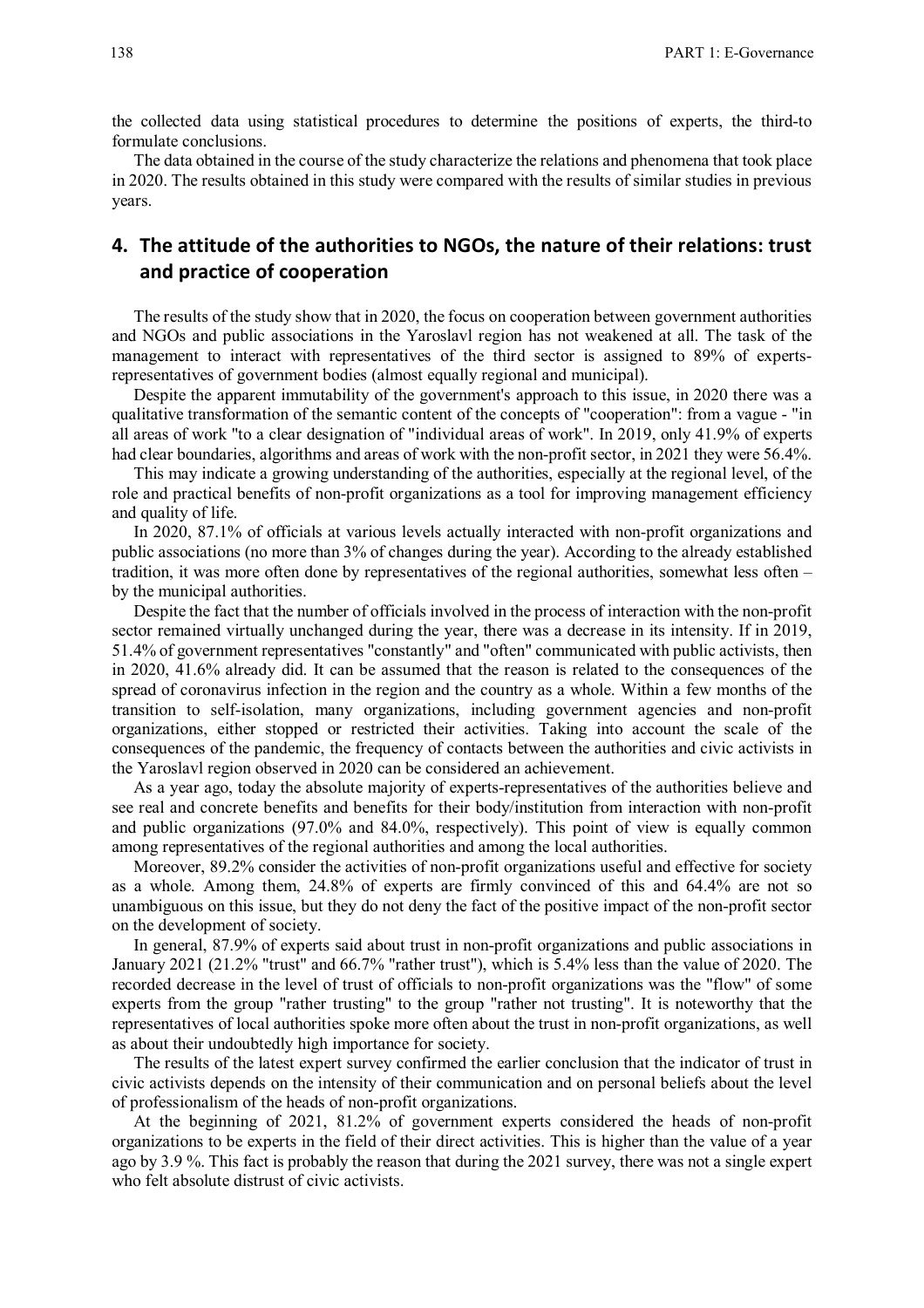the collected data using statistical procedures to determine the positions of experts, the third-to formulate conclusions.

The data obtained in the course of the study characterize the relations and phenomena that took place in 2020. The results obtained in this study were compared with the results of similar studies in previous years.

## 4. The attitude of the authorities to NGOs, the nature of their relations: trust and practice of cooperation

The results of the study show that in 2020, the focus on cooperation between government authorities and NGOs and public associations in the Yaroslavl region has not weakened at all. The task of the management to interact with representatives of the third sector is assigned to 89% of experts-representatives of government bodies (almost equally regional and municipal).

Despite the apparent immutability of the government's approach to this issue, in 2020 there was a qualitative transformation of the semantic content of the concepts of "cooperation": from a vague - "in all areas of work "to a clear designation of "individual areas of work". In 2019, only 41.9% of experts had clear boundaries, algorithms and areas of work with the non-profit sector, in 2021 they were 56.4%.

This may indicate a growing understanding of the authorities, especially at the regional level, of the role and practical benefits of non-profit organizations as a tool for improving management efficiency and quality of life.

In 2020, 87.1% of officials at various levels actually interacted with non-profit organizations and public associations (no more than 3% of changes during the year). According to the already established tradition, it was more often done by representatives of the regional authorities, somewhat less often – by the municipal authorities.

Despite the fact that the number of officials involved in the process of interaction with the non-profit sector remained virtually unchanged during the year, there was a decrease in its intensity. If in 2019, 51.4% of government representatives "constantly" and "often" communicated with public activists, then in 2020, 41.6% already did. It can be assumed that the reason is related to the consequences of the spread of coronavirus infection in the region and the country as a whole. Within a few months of the transition to self-isolation, many organizations, including government agencies and non-profit organizations, either stopped or restricted their activities. Taking into account the scale of the consequences of the pandemic, the frequency of contacts between the authorities and civic activists in the Yaroslavl region observed in 2020 can be considered an achievement.

As a year ago, today the absolute majority of experts-representatives of the authorities believe and see real and concrete benefits and benefits for their body/institution from interaction with non-profit and public organizations (97.0% and 84.0%, respectively). This point of view is equally common among representatives of the regional authorities and among the local authorities.

Moreover, 89.2% consider the activities of non-profit organizations useful and effective for society as a whole. Among them, 24.8% of experts are firmly convinced of this and 64.4% are not so unambiguous on this issue, but they do not deny the fact of the positive impact of the non-profit sector on the development of society.

In general, 87.9% of experts said about trust in non-profit organizations and public associations in January 2021 (21.2% "trust" and 66.7% "rather trust"), which is 5.4% less than the value of 2020. The recorded decrease in the level of trust of officials to non-profit organizations was the "flow" of some experts from the group "rather trusting" to the group "rather not trusting". It is noteworthy that the representatives of local authorities spoke more often about the trust in non-profit organizations, as well as about their undoubtedly high importance for society.

The results of the latest expert survey confirmed the earlier conclusion that the indicator of trust in civic activists depends on the intensity of their communication and on personal beliefs about the level of professionalism of the heads of non-profit organizations.

At the beginning of 2021, 81.2% of government experts considered the heads of non-profit organizations to be experts in the field of their direct activities. This is higher than the value of a year ago by 3.9 %. This fact is probably the reason that during the 2021 survey, there was not a single expert who felt absolute distrust of civic activists.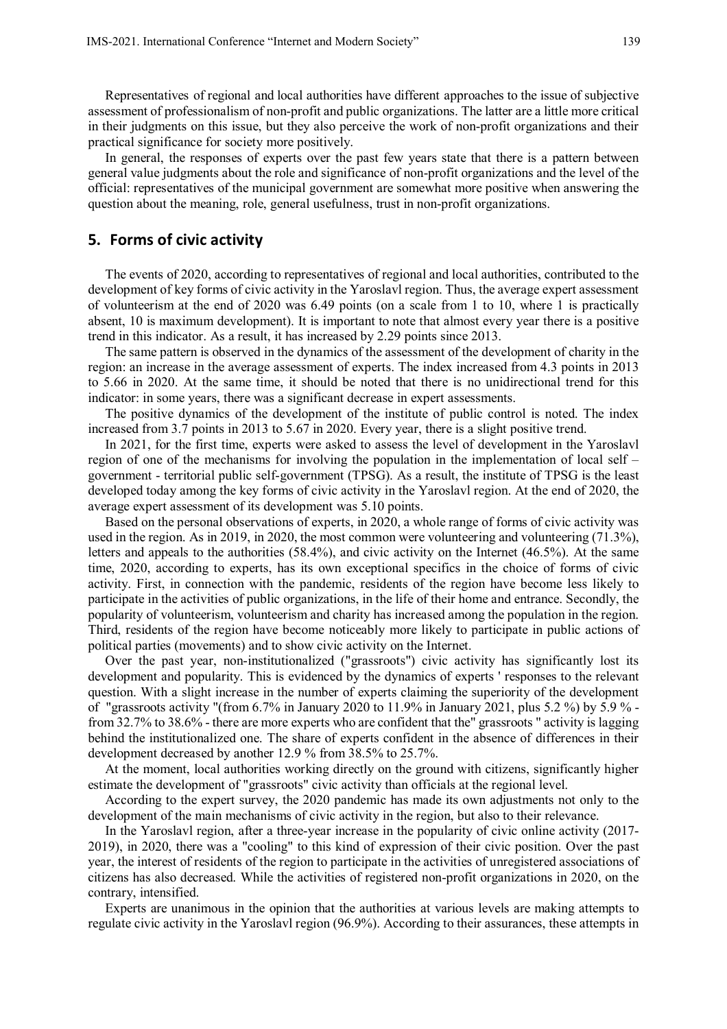Representatives of regional and local authorities have different approaches to the issue of subjective assessment of professionalism of non-profit and public organizations. The latter are a little more critical in their judgments on this issue, but they also perceive the work of non-profit organizations and their practical significance for society more positively.

In general, the responses of experts over the past few years state that there is a pattern between general value judgments about the role and significance of non-profit organizations and the level of the official: representatives of the municipal government are somewhat more positive when answering the question about the meaning, role, general usefulness, trust in non-profit organizations.

## 5. Forms of civic activity

The events of 2020, according to representatives of regional and local authorities, contributed to the development of key forms of civic activity in the Yaroslavl region. Thus, the average expert assessment of volunteerism at the end of 2020 was 6.49 points (on a scale from 1 to 10, where 1 is practically absent, 10 is maximum development). It is important to note that almost every year there is a positive trend in this indicator. As a result, it has increased by 2.29 points since 2013.

The same pattern is observed in the dynamics of the assessment of the development of charity in the region: an increase in the average assessment of experts. The index increased from 4.3 points in 2013 to 5.66 in 2020. At the same time, it should be noted that there is no unidirectional trend for this indicator: in some years, there was a significant decrease in expert assessments.

The positive dynamics of the development of the institute of public control is noted. The index increased from 3.7 points in 2013 to 5.67 in 2020. Every year, there is a slight positive trend.

In 2021, for the first time, experts were asked to assess the level of development in the Yaroslavl region of one of the mechanisms for involving the population in the implementation of local self – government - territorial public self-government (TPSG). As a result, the institute of TPSG is the least developed today among the key forms of civic activity in the Yaroslavl region. At the end of 2020, the average expert assessment of its development was 5.10 points.

Based on the personal observations of experts, in 2020, a whole range of forms of civic activity was used in the region. As in 2019, in 2020, the most common were volunteering and volunteering (71.3%), letters and appeals to the authorities (58.4%), and civic activity on the Internet (46.5%). At the same time, 2020, according to experts, has its own exceptional specifics in the choice of forms of civic activity. First, in connection with the pandemic, residents of the region have become less likely to participate in the activities of public organizations, in the life of their home and entrance. Secondly, the popularity of volunteerism, volunteerism and charity has increased among the population in the region. Third, residents of the region have become noticeably more likely to participate in public actions of political parties (movements) and to show civic activity on the Internet.

Over the past year, non-institutionalized ("grassroots") civic activity has significantly lost its development and popularity. This is evidenced by the dynamics of experts ' responses to the relevant question. With a slight increase in the number of experts claiming the superiority of the development of "grassroots activity "(from 6.7% in January 2020 to 11.9% in January 2021, plus 5.2 %) by 5.9 % - from 32.7% to 38.6% - there are more experts who are confident that the" grassroots " activity is lagging behind the institutionalized one. The share of experts confident in the absence of differences in their development decreased by another 12.9 % from 38.5% to 25.7%.

At the moment, local authorities working directly on the ground with citizens, significantly higher estimate the development of "grassroots" civic activity than officials at the regional level.

According to the expert survey, the 2020 pandemic has made its own adjustments not only to the development of the main mechanisms of civic activity in the region, but also to their relevance.

In the Yaroslavl region, after a three-year increase in the popularity of civic online activity (2017-2019), in 2020, there was a "cooling" to this kind of expression of their civic position. Over the past year, the interest of residents of the region to participate in the activities of unregistered associations of citizens has also decreased. While the activities of registered non-profit organizations in 2020, on the contrary, intensified.

Experts are unanimous in the opinion that the authorities at various levels are making attempts to regulate civic activity in the Yaroslavl region (96.9%). According to their assurances, these attempts in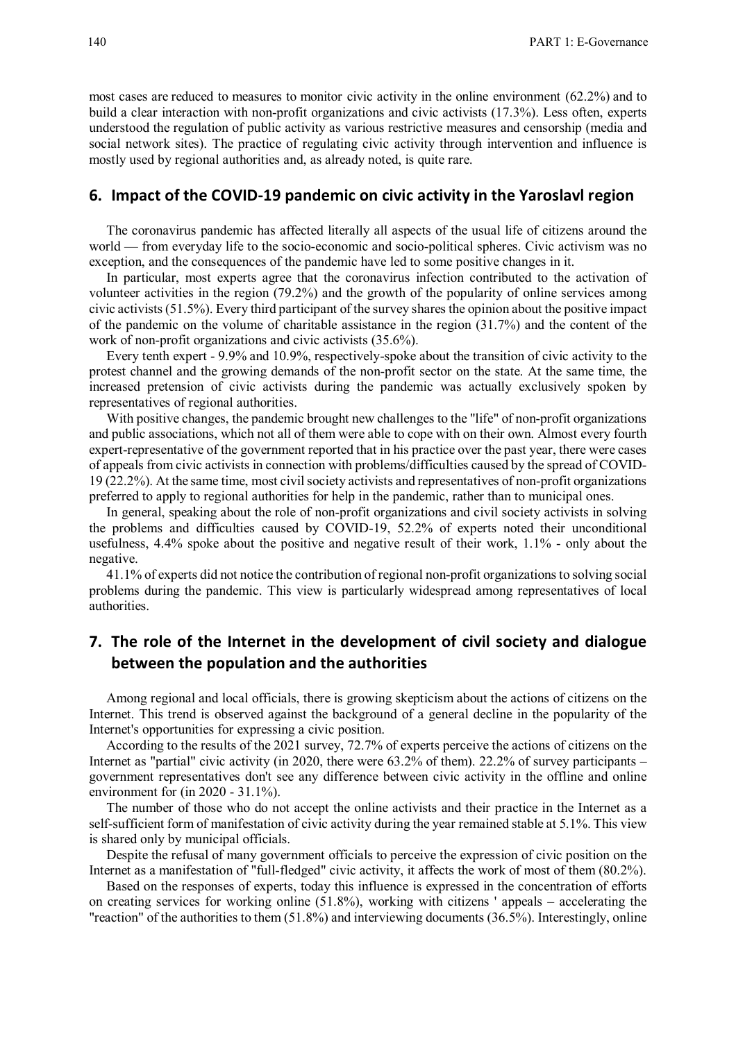most cases are reduced to measures to monitor civic activity in the online environment (62.2%) and to build a clear interaction with non-profit organizations and civic activists (17.3%). Less often, experts understood the regulation of public activity as various restrictive measures and censorship (media and social network sites). The practice of regulating civic activity through intervention and influence is mostly used by regional authorities and, as already noted, is quite rare.

## 6. Impact of the COVID-19 pandemic on civic activity in the Yaroslavl region

The coronavirus pandemic has affected literally all aspects of the usual life of citizens around the world — from everyday life to the socio-economic and socio-political spheres. Civic activism was no exception, and the consequences of the pandemic have led to some positive changes in it.

In particular, most experts agree that the coronavirus infection contributed to the activation of volunteer activities in the region (79.2%) and the growth of the popularity of online services among civic activists (51.5%). Every third participant of the survey shares the opinion about the positive impact of the pandemic on the volume of charitable assistance in the region (31.7%) and the content of the work of non-profit organizations and civic activists (35.6%).

Every tenth expert - 9.9% and 10.9%, respectively-spoke about the transition of civic activity to the protest channel and the growing demands of the non-profit sector on the state. At the same time, the increased pretension of civic activists during the pandemic was actually exclusively spoken by representatives of regional authorities.

With positive changes, the pandemic brought new challenges to the "life" of non-profit organizations and public associations, which not all of them were able to cope with on their own. Almost every fourth expert-representative of the government reported that in his practice over the past year, there were cases of appeals from civic activists in connection with problems/difficulties caused by the spread of COVID-19 (22.2%). At the same time, most civil society activists and representatives of non-profit organizations preferred to apply to regional authorities for help in the pandemic, rather than to municipal ones.

In general, speaking about the role of non-profit organizations and civil society activists in solving the problems and difficulties caused by COVID-19, 52.2% of experts noted their unconditional usefulness, 4.4% spoke about the positive and negative result of their work, 1.1% - only about the negative.

41.1% of experts did not notice the contribution of regional non-profit organizations to solving social problems during the pandemic. This view is particularly widespread among representatives of local authorities.

## 7. The role of the Internet in the development of civil society and dialogue between the population and the authorities

Among regional and local officials, there is growing skepticism about the actions of citizens on the Internet. This trend is observed against the background of a general decline in the popularity of the Internet's opportunities for expressing a civic position.

According to the results of the 2021 survey, 72.7% of experts perceive the actions of citizens on the Internet as "partial" civic activity (in 2020, there were 63.2% of them). 22.2% of survey participants – government representatives don't see any difference between civic activity in the offline and online environment for (in 2020 - 31.1%).

The number of those who do not accept the online activists and their practice in the Internet as a self-sufficient form of manifestation of civic activity during the year remained stable at 5.1%. This view is shared only by municipal officials.

Despite the refusal of many government officials to perceive the expression of civic position on the Internet as a manifestation of "full-fledged" civic activity, it affects the work of most of them (80.2%).

Based on the responses of experts, today this influence is expressed in the concentration of efforts on creating services for working online (51.8%), working with citizens ' appeals – accelerating the "reaction" of the authorities to them (51.8%) and interviewing documents (36.5%). Interestingly, online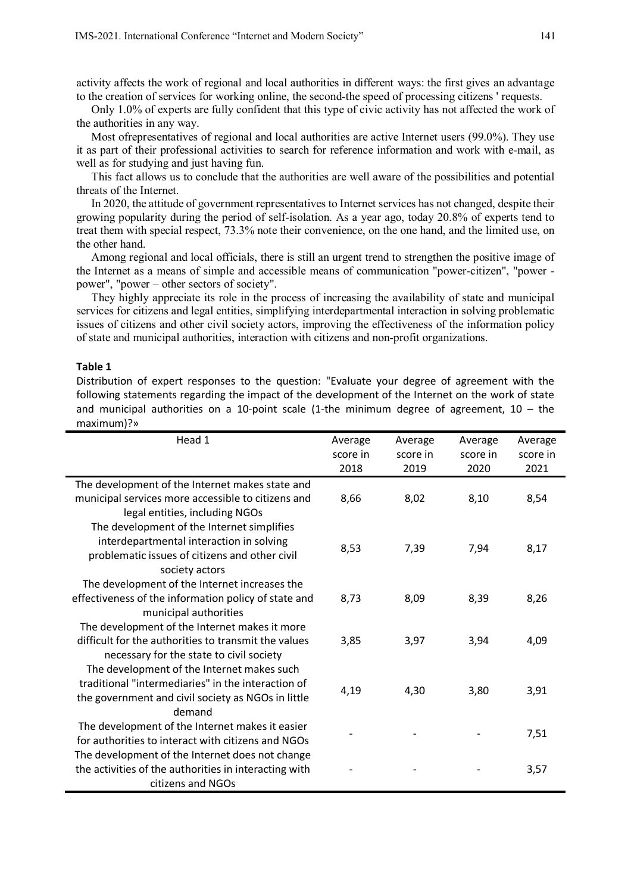activity affects the work of regional and local authorities in different ways: the first gives an advantage to the creation of services for working online, the second-the speed of processing citizens ' requests.

Only 1.0% of experts are fully confident that this type of civic activity has not affected the work of the authorities in any way.

Most ofrepresentatives of regional and local authorities are active Internet users (99.0%). They use it as part of their professional activities to search for reference information and work with e-mail, as well as for studying and just having fun.

This fact allows us to conclude that the authorities are well aware of the possibilities and potential threats of the Internet.

In 2020, the attitude of government representatives to Internet services has not changed, despite their growing popularity during the period of self-isolation. As a year ago, today 20.8% of experts tend to treat them with special respect, 73.3% note their convenience, on the one hand, and the limited use, on the other hand.

Among regional and local officials, there is still an urgent trend to strengthen the positive image of the Internet as a means of simple and accessible means of communication "power-citizen", "power - power", "power – other sectors of society".

They highly appreciate its role in the process of increasing the availability of state and municipal services for citizens and legal entities, simplifying interdepartmental interaction in solving problematic issues of citizens and other civil society actors, improving the effectiveness of the information policy of state and municipal authorities, interaction with citizens and non-profit organizations.

**Table 1**

Distribution of expert responses to the question: "Evaluate your degree of agreement with the following statements regarding the impact of the development of the Internet on the work of state and municipal authorities on a 10-point scale (1-the minimum degree of agreement, 10 – the maximum)?»

| Head 1 | Average score in 2018 | Average score in 2019 | Average score in 2020 | Average score in 2021 |
|---|---|---|---|---|
| The development of the Internet makes state and municipal services more accessible to citizens and legal entities, including NGOs | 8,66 | 8,02 | 8,10 | 8,54 |
| The development of the Internet simplifies interdepartmental interaction in solving problematic issues of citizens and other civil society actors | 8,53 | 7,39 | 7,94 | 8,17 |
| The development of the Internet increases the effectiveness of the information policy of state and municipal authorities | 8,73 | 8,09 | 8,39 | 8,26 |
| The development of the Internet makes it more difficult for the authorities to transmit the values necessary for the state to civil society | 3,85 | 3,97 | 3,94 | 4,09 |
| The development of the Internet makes such traditional "intermediaries" in the interaction of the government and civil society as NGOs in little demand | 4,19 | 4,30 | 3,80 | 3,91 |
| The development of the Internet makes it easier for authorities to interact with citizens and NGOs | - | - | - | 7,51 |
| The development of the Internet does not change the activities of the authorities in interacting with citizens and NGOs | - | - | - | 3,57 |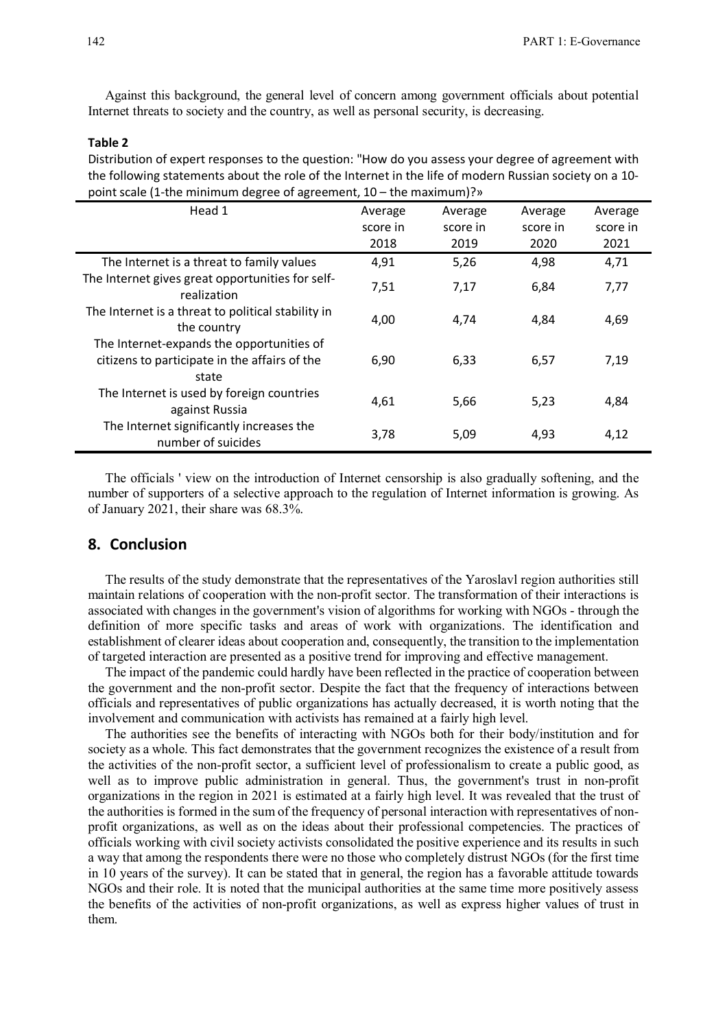Against this background, the general level of concern among government officials about potential Internet threats to society and the country, as well as personal security, is decreasing.

**Table 2**

Distribution of expert responses to the question: "How do you assess your degree of agreement with the following statements about the role of the Internet in the life of modern Russian society on a 10-point scale (1-the minimum degree of agreement, 10 – the maximum)?»

| Head 1 | Average score in 2018 | Average score in 2019 | Average score in 2020 | Average score in 2021 |
|---|---|---|---|---|
| The Internet is a threat to family values | 4,91 | 5,26 | 4,98 | 4,71 |
| The Internet gives great opportunities for self-realization | 7,51 | 7,17 | 6,84 | 7,77 |
| The Internet is a threat to political stability in the country | 4,00 | 4,74 | 4,84 | 4,69 |
| The Internet-expands the opportunities of citizens to participate in the affairs of the state | 6,90 | 6,33 | 6,57 | 7,19 |
| The Internet is used by foreign countries against Russia | 4,61 | 5,66 | 5,23 | 4,84 |
| The Internet significantly increases the number of suicides | 3,78 | 5,09 | 4,93 | 4,12 |

The officials ' view on the introduction of Internet censorship is also gradually softening, and the number of supporters of a selective approach to the regulation of Internet information is growing. As of January 2021, their share was 68.3%.

## 8. Conclusion

The results of the study demonstrate that the representatives of the Yaroslavl region authorities still maintain relations of cooperation with the non-profit sector. The transformation of their interactions is associated with changes in the government's vision of algorithms for working with NGOs - through the definition of more specific tasks and areas of work with organizations. The identification and establishment of clearer ideas about cooperation and, consequently, the transition to the implementation of targeted interaction are presented as a positive trend for improving and effective management.

The impact of the pandemic could hardly have been reflected in the practice of cooperation between the government and the non-profit sector. Despite the fact that the frequency of interactions between officials and representatives of public organizations has actually decreased, it is worth noting that the involvement and communication with activists has remained at a fairly high level.

The authorities see the benefits of interacting with NGOs both for their body/institution and for society as a whole. This fact demonstrates that the government recognizes the existence of a result from the activities of the non-profit sector, a sufficient level of professionalism to create a public good, as well as to improve public administration in general. Thus, the government's trust in non-profit organizations in the region in 2021 is estimated at a fairly high level. It was revealed that the trust of the authorities is formed in the sum of the frequency of personal interaction with representatives of non-profit organizations, as well as on the ideas about their professional competencies. The practices of officials working with civil society activists consolidated the positive experience and its results in such a way that among the respondents there were no those who completely distrust NGOs (for the first time in 10 years of the survey). It can be stated that in general, the region has a favorable attitude towards NGOs and their role. It is noted that the municipal authorities at the same time more positively assess the benefits of the activities of non-profit organizations, as well as express higher values of trust in them.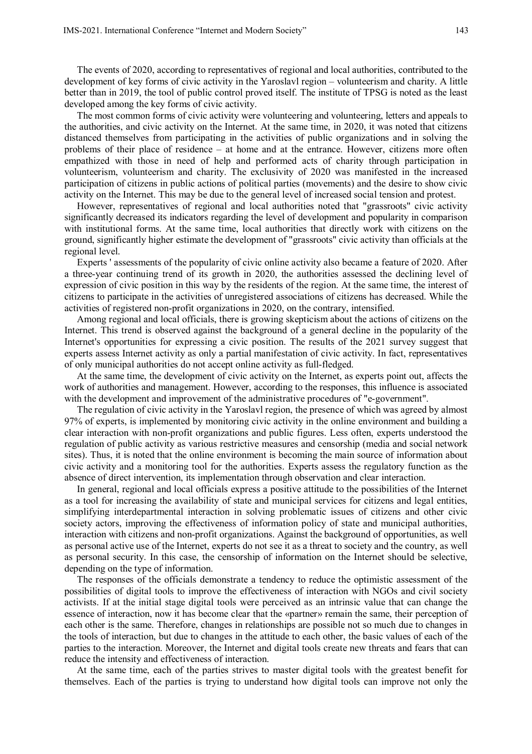The events of 2020, according to representatives of regional and local authorities, contributed to the development of key forms of civic activity in the Yaroslavl region – volunteerism and charity. A little better than in 2019, the tool of public control proved itself. The institute of TPSG is noted as the least developed among the key forms of civic activity.

The most common forms of civic activity were volunteering and volunteering, letters and appeals to the authorities, and civic activity on the Internet. At the same time, in 2020, it was noted that citizens distanced themselves from participating in the activities of public organizations and in solving the problems of their place of residence – at home and at the entrance. However, citizens more often empathized with those in need of help and performed acts of charity through participation in volunteerism, volunteerism and charity. The exclusivity of 2020 was manifested in the increased participation of citizens in public actions of political parties (movements) and the desire to show civic activity on the Internet. This may be due to the general level of increased social tension and protest.

However, representatives of regional and local authorities noted that "grassroots" civic activity significantly decreased its indicators regarding the level of development and popularity in comparison with institutional forms. At the same time, local authorities that directly work with citizens on the ground, significantly higher estimate the development of "grassroots" civic activity than officials at the regional level.

Experts ' assessments of the popularity of civic online activity also became a feature of 2020. After a three-year continuing trend of its growth in 2020, the authorities assessed the declining level of expression of civic position in this way by the residents of the region. At the same time, the interest of citizens to participate in the activities of unregistered associations of citizens has decreased. While the activities of registered non-profit organizations in 2020, on the contrary, intensified.

Among regional and local officials, there is growing skepticism about the actions of citizens on the Internet. This trend is observed against the background of a general decline in the popularity of the Internet's opportunities for expressing a civic position. The results of the 2021 survey suggest that experts assess Internet activity as only a partial manifestation of civic activity. In fact, representatives of only municipal authorities do not accept online activity as full-fledged.

At the same time, the development of civic activity on the Internet, as experts point out, affects the work of authorities and management. However, according to the responses, this influence is associated with the development and improvement of the administrative procedures of "e-government".

The regulation of civic activity in the Yaroslavl region, the presence of which was agreed by almost 97% of experts, is implemented by monitoring civic activity in the online environment and building a clear interaction with non-profit organizations and public figures. Less often, experts understood the regulation of public activity as various restrictive measures and censorship (media and social network sites). Thus, it is noted that the online environment is becoming the main source of information about civic activity and a monitoring tool for the authorities. Experts assess the regulatory function as the absence of direct intervention, its implementation through observation and clear interaction.

In general, regional and local officials express a positive attitude to the possibilities of the Internet as a tool for increasing the availability of state and municipal services for citizens and legal entities, simplifying interdepartmental interaction in solving problematic issues of citizens and other civic society actors, improving the effectiveness of information policy of state and municipal authorities, interaction with citizens and non-profit organizations. Against the background of opportunities, as well as personal active use of the Internet, experts do not see it as a threat to society and the country, as well as personal security. In this case, the censorship of information on the Internet should be selective, depending on the type of information.

The responses of the officials demonstrate a tendency to reduce the optimistic assessment of the possibilities of digital tools to improve the effectiveness of interaction with NGOs and civil society activists. If at the initial stage digital tools were perceived as an intrinsic value that can change the essence of interaction, now it has become clear that the «partner» remain the same, their perception of each other is the same. Therefore, changes in relationships are possible not so much due to changes in the tools of interaction, but due to changes in the attitude to each other, the basic values of each of the parties to the interaction. Moreover, the Internet and digital tools create new threats and fears that can reduce the intensity and effectiveness of interaction.

At the same time, each of the parties strives to master digital tools with the greatest benefit for themselves. Each of the parties is trying to understand how digital tools can improve not only the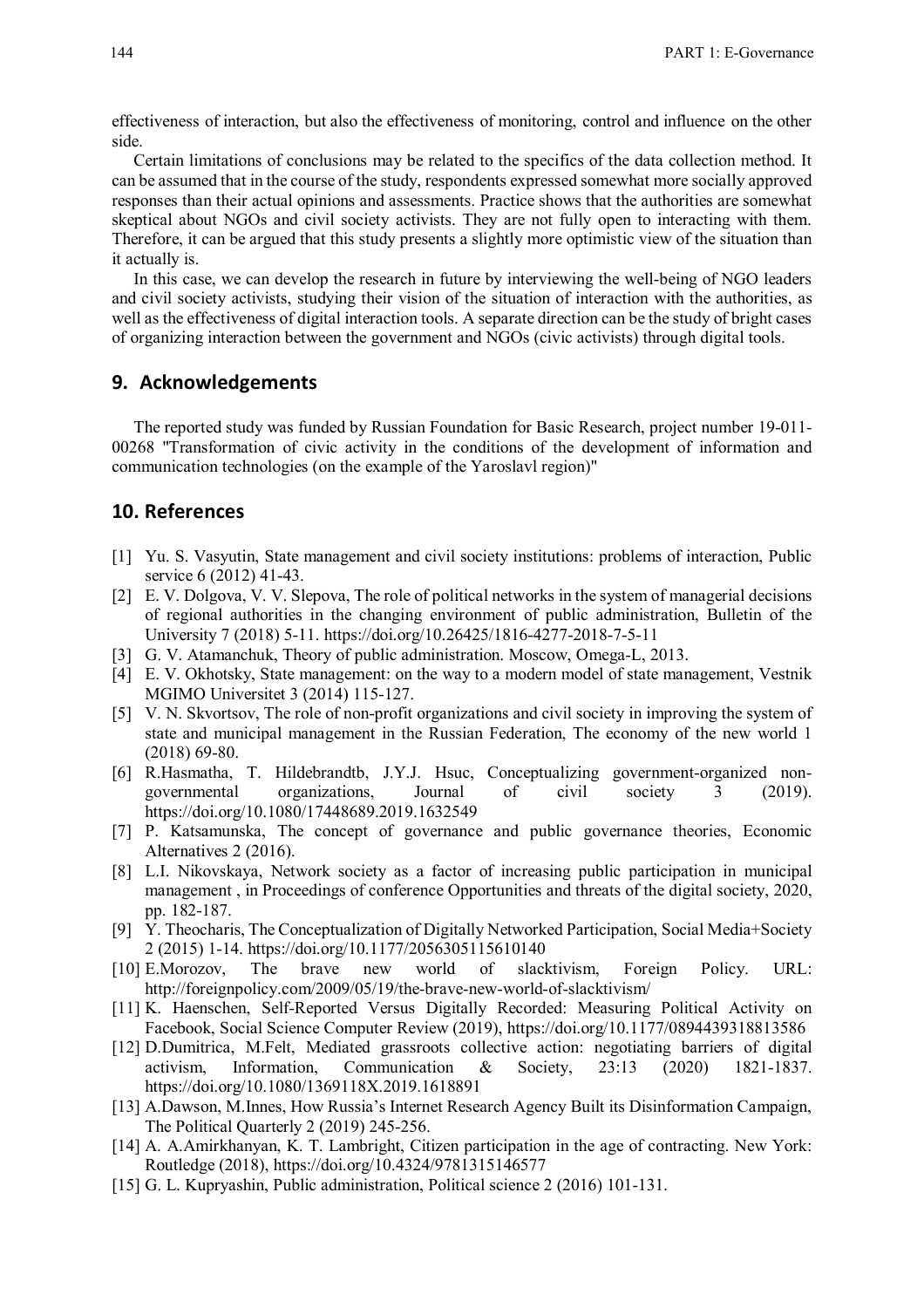effectiveness of interaction, but also the effectiveness of monitoring, control and influence on the other side.

Certain limitations of conclusions may be related to the specifics of the data collection method. It can be assumed that in the course of the study, respondents expressed somewhat more socially approved responses than their actual opinions and assessments. Practice shows that the authorities are somewhat skeptical about NGOs and civil society activists. They are not fully open to interacting with them. Therefore, it can be argued that this study presents a slightly more optimistic view of the situation than it actually is.

In this case, we can develop the research in future by interviewing the well-being of NGO leaders and civil society activists, studying their vision of the situation of interaction with the authorities, as well as the effectiveness of digital interaction tools. A separate direction can be the study of bright cases of organizing interaction between the government and NGOs (civic activists) through digital tools.

## 9. Acknowledgements

The reported study was funded by Russian Foundation for Basic Research, project number 19-011-00268 "Transformation of civic activity in the conditions of the development of information and communication technologies (on the example of the Yaroslavl region)"

## 10. References

[1] Yu. S. Vasyutin, State management and civil society institutions: problems of interaction, Public service 6 (2012) 41-43.

[2] E. V. Dolgova, V. V. Slepova, The role of political networks in the system of managerial decisions of regional authorities in the changing environment of public administration, Bulletin of the University 7 (2018) 5-11. https://doi.org/10.26425/1816-4277-2018-7-5-11

[3] G. V. Atamanchuk, Theory of public administration. Moscow, Omega-L, 2013.

[4] E. V. Okhotsky, State management: on the way to a modern model of state management, Vestnik MGIMO Universitet 3 (2014) 115-127.

[5] V. N. Skvortsov, The role of non-profit organizations and civil society in improving the system of state and municipal management in the Russian Federation, The economy of the new world 1 (2018) 69-80.

[6] R.Hasmatha, T. Hildebrandtb, J.Y.J. Hsuc, Conceptualizing government-organized non-governmental organizations, Journal of civil society 3 (2019). https://doi.org/10.1080/17448689.2019.1632549

[7] P. Katsamunska, The concept of governance and public governance theories, Economic Alternatives 2 (2016).

[8] L.I. Nikovskaya, Network society as a factor of increasing public participation in municipal management , in Proceedings of conference Opportunities and threats of the digital society, 2020, pp. 182-187.

[9] Y. Theocharis, The Conceptualization of Digitally Networked Participation, Social Media+Society 2 (2015) 1-14. https://doi.org/10.1177/2056305115610140

[10] E.Morozov, The brave new world of slacktivism, Foreign Policy. URL: http://foreignpolicy.com/2009/05/19/the-brave-new-world-of-slacktivism/

[11] K. Haenschen, Self-Reported Versus Digitally Recorded: Measuring Political Activity on Facebook, Social Science Computer Review (2019), https://doi.org/10.1177/0894439318813586

[12] D.Dumitrica, M.Felt, Mediated grassroots collective action: negotiating barriers of digital activism, Information, Communication & Society, 23:13 (2020) 1821-1837. https://doi.org/10.1080/1369118X.2019.1618891

[13] A.Dawson, M.Innes, How Russia's Internet Research Agency Built its Disinformation Campaign, The Political Quarterly 2 (2019) 245-256.

[14] A. A.Amirkhanyan, K. T. Lambright, Citizen participation in the age of contracting. New York: Routledge (2018), https://doi.org/10.4324/9781315146577

[15] G. L. Kupryashin, Public administration, Political science 2 (2016) 101-131.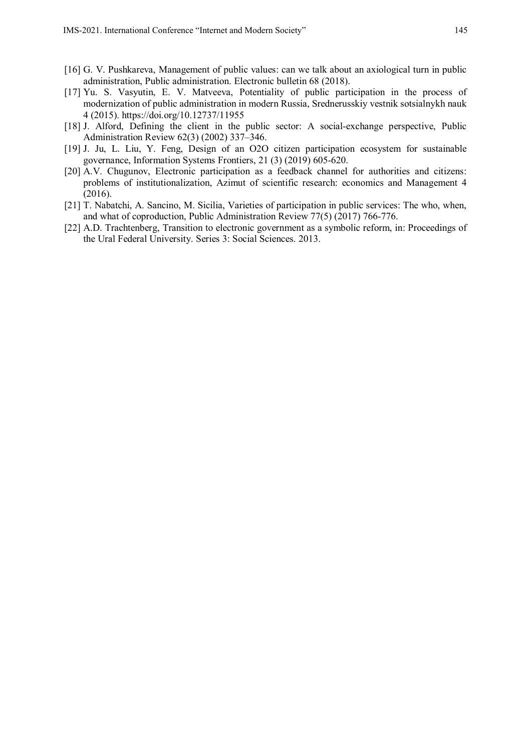[16] G. V. Pushkareva, Management of public values: can we talk about an axiological turn in public administration, Public administration. Electronic bulletin 68 (2018).

[17] Yu. S. Vasyutin, E. V. Matveeva, Potentiality of public participation in the process of modernization of public administration in modern Russia, Srednerusskiy vestnik sotsialnykh nauk 4 (2015). https://doi.org/10.12737/11955

[18] J. Alford, Defining the client in the public sector: A social-exchange perspective, Public Administration Review 62(3) (2002) 337–346.

[19] J. Ju, L. Liu, Y. Feng, Design of an O2O citizen participation ecosystem for sustainable governance, Information Systems Frontiers, 21 (3) (2019) 605-620.

[20] A.V. Chugunov, Electronic participation as a feedback channel for authorities and citizens: problems of institutionalization, Azimut of scientific research: economics and Management 4 (2016).

[21] T. Nabatchi, A. Sancino, M. Sicilia, Varieties of participation in public services: The who, when, and what of coproduction, Public Administration Review 77(5) (2017) 766-776.

[22] A.D. Trachtenberg, Transition to electronic government as a symbolic reform, in: Proceedings of the Ural Federal University. Series 3: Social Sciences. 2013.